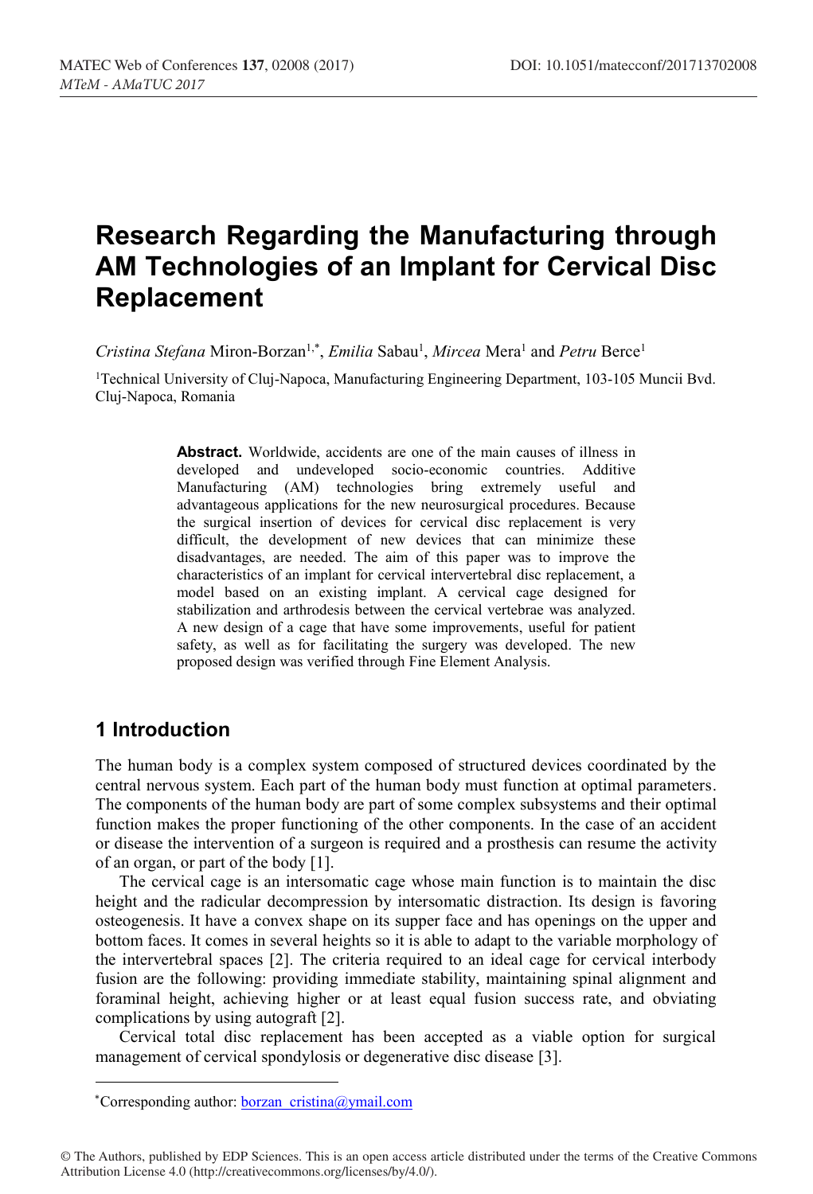# Research Regarding the Manufacturing through AM Technologies of an Implant for Cervical Disc Replacement

*Cristina Stefana* Miron-Borzan[1,*], *Emilia* Sabau[1], *Mircea* Mera[1] and *Petru* Berce[1]

[1]Technical University of Cluj-Napoca, Manufacturing Engineering Department, 103-105 Muncii Bvd. Cluj-Napoca, Romania

**Abstract.** Worldwide, accidents are one of the main causes of illness in developed and undeveloped socio-economic countries. Additive Manufacturing (AM) technologies bring extremely useful and advantageous applications for the new neurosurgical procedures. Because the surgical insertion of devices for cervical disc replacement is very difficult, the development of new devices that can minimize these disadvantages, are needed. The aim of this paper was to improve the characteristics of an implant for cervical intervertebral disc replacement, a model based on an existing implant. A cervical cage designed for stabilization and arthrodesis between the cervical vertebrae was analyzed. A new design of a cage that have some improvements, useful for patient safety, as well as for facilitating the surgery was developed. The new proposed design was verified through Fine Element Analysis.

## 1 Introduction

The human body is a complex system composed of structured devices coordinated by the central nervous system. Each part of the human body must function at optimal parameters. The components of the human body are part of some complex subsystems and their optimal function makes the proper functioning of the other components. In the case of an accident or disease the intervention of a surgeon is required and a prosthesis can resume the activity of an organ, or part of the body [1].

The cervical cage is an intersomatic cage whose main function is to maintain the disc height and the radicular decompression by intersomatic distraction. Its design is favoring osteogenesis. It have a convex shape on its supper face and has openings on the upper and bottom faces. It comes in several heights so it is able to adapt to the variable morphology of the intervertebral spaces [2]. The criteria required to an ideal cage for cervical interbody fusion are the following: providing immediate stability, maintaining spinal alignment and foraminal height, achieving higher or at least equal fusion success rate, and obviating complications by using autograft [2].

Cervical total disc replacement has been accepted as a viable option for surgical management of cervical spondylosis or degenerative disc disease [3].

---

*Corresponding author: borzan_cristina@ymail.com

© The Authors, published by EDP Sciences. This is an open access article distributed under the terms of the Creative Commons Attribution License 4.0 (http://creativecommons.org/licenses/by/4.0/).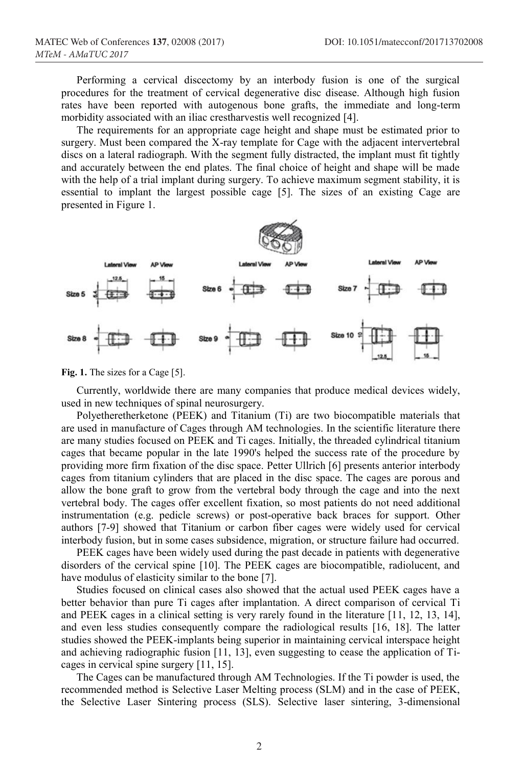Performing a cervical discectomy by an interbody fusion is one of the surgical procedures for the treatment of cervical degenerative disc disease. Although high fusion rates have been reported with autogenous bone grafts, the immediate and long-term morbidity associated with an iliac crestharvestis well recognized [4].

The requirements for an appropriate cage height and shape must be estimated prior to surgery. Must been compared the X-ray template for Cage with the adjacent intervertebral discs on a lateral radiograph. With the segment fully distracted, the implant must fit tightly and accurately between the end plates. The final choice of height and shape will be made with the help of a trial implant during surgery. To achieve maximum segment stability, it is essential to implant the largest possible cage [5]. The sizes of an existing Cage are presented in Figure 1.

**Fig. 1.** The sizes for a Cage [5].

Currently, worldwide there are many companies that produce medical devices widely, used in new techniques of spinal neurosurgery.

Polyetheretherketone (PEEK) and Titanium (Ti) are two biocompatible materials that are used in manufacture of Cages through AM technologies. In the scientific literature there are many studies focused on PEEK and Ti cages. Initially, the threaded cylindrical titanium cages that became popular in the late 1990's helped the success rate of the procedure by providing more firm fixation of the disc space. Petter Ullrich [6] presents anterior interbody cages from titanium cylinders that are placed in the disc space. The cages are porous and allow the bone graft to grow from the vertebral body through the cage and into the next vertebral body. The cages offer excellent fixation, so most patients do not need additional instrumentation (e.g. pedicle screws) or post-operative back braces for support. Other authors [7-9] showed that Titanium or carbon fiber cages were widely used for cervical interbody fusion, but in some cases subsidence, migration, or structure failure had occurred.

PEEK cages have been widely used during the past decade in patients with degenerative disorders of the cervical spine [10]. The PEEK cages are biocompatible, radiolucent, and have modulus of elasticity similar to the bone [7].

Studies focused on clinical cases also showed that the actual used PEEK cages have a better behavior than pure Ti cages after implantation. A direct comparison of cervical Ti and PEEK cages in a clinical setting is very rarely found in the literature [11, 12, 13, 14], and even less studies consequently compare the radiological results [16, 18]. The latter studies showed the PEEK-implants being superior in maintaining cervical interspace height and achieving radiographic fusion [11, 13], even suggesting to cease the application of Ti-cages in cervical spine surgery [11, 15].

The Cages can be manufactured through AM Technologies. If the Ti powder is used, the recommended method is Selective Laser Melting process (SLM) and in the case of PEEK, the Selective Laser Sintering process (SLS). Selective laser sintering, 3-dimensional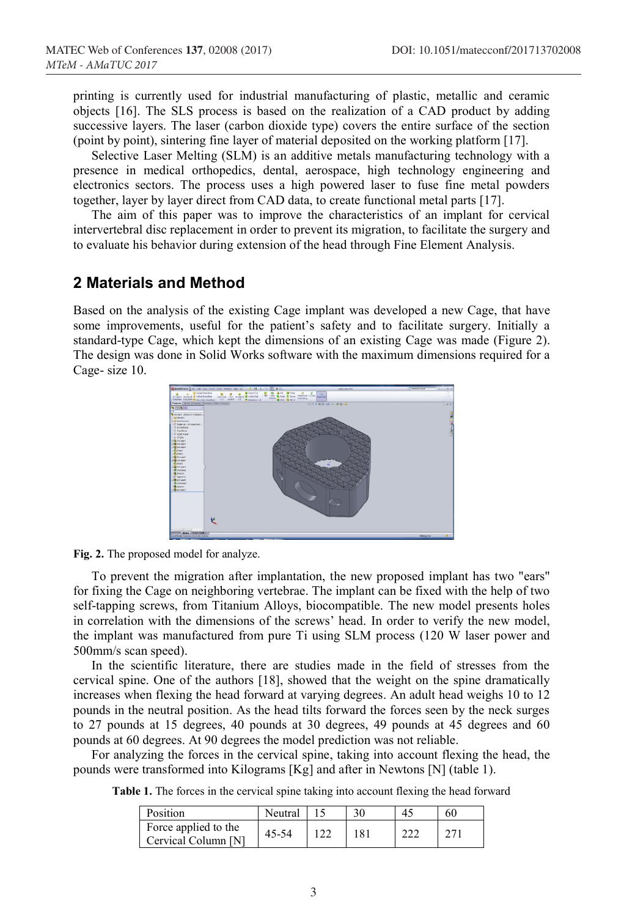printing is currently used for industrial manufacturing of plastic, metallic and ceramic objects [16]. The SLS process is based on the realization of a CAD product by adding successive layers. The laser (carbon dioxide type) covers the entire surface of the section (point by point), sintering fine layer of material deposited on the working platform [17].

Selective Laser Melting (SLM) is an additive metals manufacturing technology with a presence in medical orthopedics, dental, aerospace, high technology engineering and electronics sectors. The process uses a high powered laser to fuse fine metal powders together, layer by layer direct from CAD data, to create functional metal parts [17].

The aim of this paper was to improve the characteristics of an implant for cervical intervertebral disc replacement in order to prevent its migration, to facilitate the surgery and to evaluate his behavior during extension of the head through Fine Element Analysis.

## 2 Materials and Method

Based on the analysis of the existing Cage implant was developed a new Cage, that have some improvements, useful for the patient's safety and to facilitate surgery. Initially a standard-type Cage, which kept the dimensions of an existing Cage was made (Figure 2). The design was done in Solid Works software with the maximum dimensions required for a Cage- size 10.

**Fig. 2.** The proposed model for analyze.

To prevent the migration after implantation, the new proposed implant has two "ears" for fixing the Cage on neighboring vertebrae. The implant can be fixed with the help of two self-tapping screws, from Titanium Alloys, biocompatible. The new model presents holes in correlation with the dimensions of the screws' head. In order to verify the new model, the implant was manufactured from pure Ti using SLM process (120 W laser power and 500mm/s scan speed).

In the scientific literature, there are studies made in the field of stresses from the cervical spine. One of the authors [18], showed that the weight on the spine dramatically increases when flexing the head forward at varying degrees. An adult head weighs 10 to 12 pounds in the neutral position. As the head tilts forward the forces seen by the neck surges to 27 pounds at 15 degrees, 40 pounds at 30 degrees, 49 pounds at 45 degrees and 60 pounds at 60 degrees. At 90 degrees the model prediction was not reliable.

For analyzing the forces in the cervical spine, taking into account flexing the head, the pounds were transformed into Kilograms [Kg] and after in Newtons [N] (table 1).

**Table 1.** The forces in the cervical spine taking into account flexing the head forward

| Position | Neutral | 15 | 30 | 45 | 60 |
|---|---|---|---|---|---|
| Force applied to the Cervical Column [N] | 45-54 | 122 | 181 | 222 | 271 |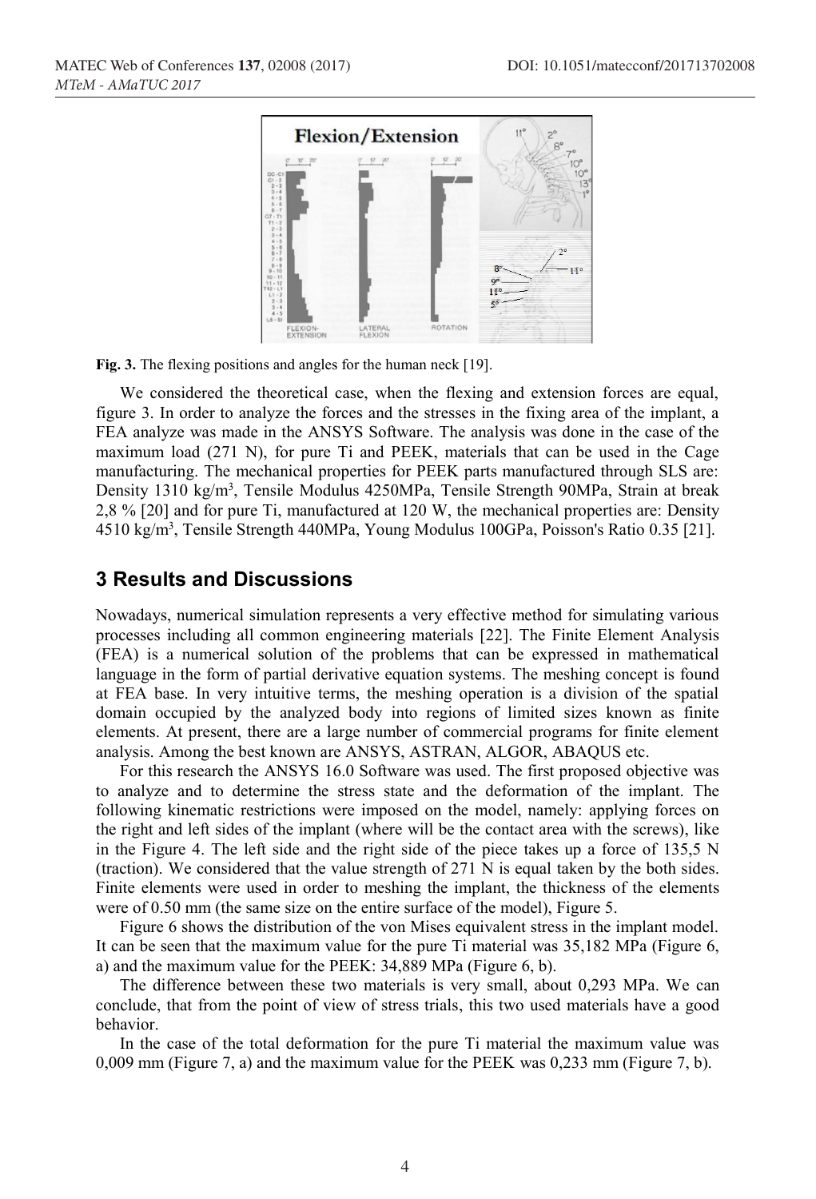Fig. 3. The flexing positions and angles for the human neck [19].

We considered the theoretical case, when the flexing and extension forces are equal, figure 3. In order to analyze the forces and the stresses in the fixing area of the implant, a FEA analyze was made in the ANSYS Software. The analysis was done in the case of the maximum load (271 N), for pure Ti and PEEK, materials that can be used in the Cage manufacturing. The mechanical properties for PEEK parts manufactured through SLS are: Density 1310 kg/m$^3$, Tensile Modulus 4250MPa, Tensile Strength 90MPa, Strain at break 2,8 % [20] and for pure Ti, manufactured at 120 W, the mechanical properties are: Density 4510 kg/m$^3$, Tensile Strength 440MPa, Young Modulus 100GPa, Poisson's Ratio 0.35 [21].

## 3 Results and Discussions

Nowadays, numerical simulation represents a very effective method for simulating various processes including all common engineering materials [22]. The Finite Element Analysis (FEA) is a numerical solution of the problems that can be expressed in mathematical language in the form of partial derivative equation systems. The meshing concept is found at FEA base. In very intuitive terms, the meshing operation is a division of the spatial domain occupied by the analyzed body into regions of limited sizes known as finite elements. At present, there are a large number of commercial programs for finite element analysis. Among the best known are ANSYS, ASTRAN, ALGOR, ABAQUS etc.

For this research the ANSYS 16.0 Software was used. The first proposed objective was to analyze and to determine the stress state and the deformation of the implant. The following kinematic restrictions were imposed on the model, namely: applying forces on the right and left sides of the implant (where will be the contact area with the screws), like in the Figure 4. The left side and the right side of the piece takes up a force of 135,5 N (traction). We considered that the value strength of 271 N is equal taken by the both sides. Finite elements were used in order to meshing the implant, the thickness of the elements were of 0.50 mm (the same size on the entire surface of the model), Figure 5.

Figure 6 shows the distribution of the von Mises equivalent stress in the implant model. It can be seen that the maximum value for the pure Ti material was 35,182 MPa (Figure 6, a) and the maximum value for the PEEK: 34,889 MPa (Figure 6, b).

The difference between these two materials is very small, about 0,293 MPa. We can conclude, that from the point of view of stress trials, this two used materials have a good behavior.

In the case of the total deformation for the pure Ti material the maximum value was 0,009 mm (Figure 7, a) and the maximum value for the PEEK was 0,233 mm (Figure 7, b).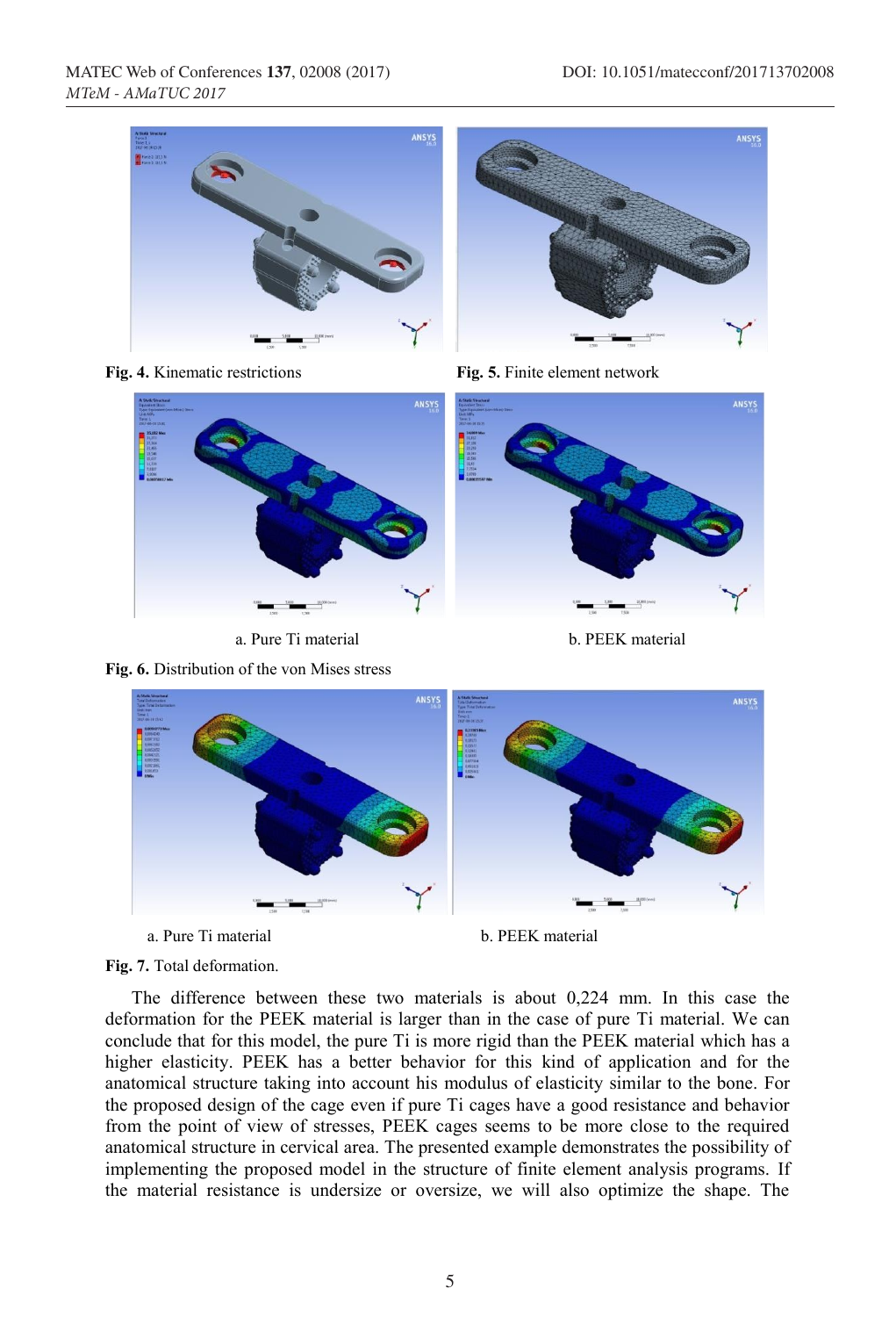**Fig. 4.** Kinematic restrictions

**Fig. 5.** Finite element network

a. Pure Ti material

b. PEEK material

**Fig. 6.** Distribution of the von Mises stress

a. Pure Ti material

b. PEEK material

**Fig. 7.** Total deformation.

The difference between these two materials is about 0,224 mm. In this case the deformation for the PEEK material is larger than in the case of pure Ti material. We can conclude that for this model, the pure Ti is more rigid than the PEEK material which has a higher elasticity. PEEK has a better behavior for this kind of application and for the anatomical structure taking into account his modulus of elasticity similar to the bone. For the proposed design of the cage even if pure Ti cages have a good resistance and behavior from the point of view of stresses, PEEK cages seems to be more close to the required anatomical structure in cervical area. The presented example demonstrates the possibility of implementing the proposed model in the structure of finite element analysis programs. If the material resistance is undersize or oversize, we will also optimize the shape. The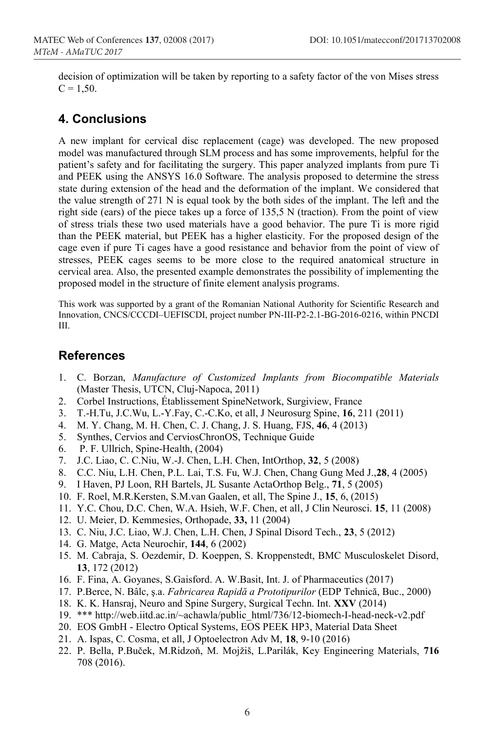decision of optimization will be taken by reporting to a safety factor of the von Mises stress $C = 1,50$.

## 4. Conclusions

A new implant for cervical disc replacement (cage) was developed. The new proposed model was manufactured through SLM process and has some improvements, helpful for the patient's safety and for facilitating the surgery. This paper analyzed implants from pure Ti and PEEK using the ANSYS 16.0 Software. The analysis proposed to determine the stress state during extension of the head and the deformation of the implant. We considered that the value strength of 271 N is equal took by the both sides of the implant. The left and the right side (ears) of the piece takes up a force of 135,5 N (traction). From the point of view of stress trials these two used materials have a good behavior. The pure Ti is more rigid than the PEEK material, but PEEK has a higher elasticity. For the proposed design of the cage even if pure Ti cages have a good resistance and behavior from the point of view of stresses, PEEK cages seems to be more close to the required anatomical structure in cervical area. Also, the presented example demonstrates the possibility of implementing the proposed model in the structure of finite element analysis programs.

This work was supported by a grant of the Romanian National Authority for Scientific Research and Innovation, CNCS/CCCDI–UEFISCDI, project number PN-III-P2-2.1-BG-2016-0216, within PNCDI III.

## References

1. C. Borzan, *Manufacture of Customized Implants from Biocompatible Materials* (Master Thesis, UTCN, Cluj-Napoca, 2011)
2. Corbel Instructions, Établissement SpineNetwork, Surgiview, France
3. T.-H.Tu, J.C.Wu, L.-Y.Fay, C.-C.Ko, et all, J Neurosurg Spine, **16**, 211 (2011)
4. M. Y. Chang, M. H. Chen, C. J. Chang, J. S. Huang, FJS, **46**, 4 (2013)
5. Synthes, Cervios and CerviosChronOS, Technique Guide
6. P. F. Ullrich, Spine-Health, (2004)
7. J.C. Liao, C. C.Niu, W.-J. Chen, L.H. Chen, IntOrthop, **32**, 5 (2008)
8. C.C. Niu, L.H. Chen, P.L. Lai, T.S. Fu, W.J. Chen, Chang Gung Med J.,**28**, 4 (2005)
9. I Haven, PJ Loon, RH Bartels, JL Susante ActaOrthop Belg., **71**, 5 (2005)
10. F. Roel, M.R.Kersten, S.M.van Gaalen, et all, The Spine J., **15**, 6, (2015)
11. Y.C. Chou, D.C. Chen, W.A. Hsieh, W.F. Chen, et all, J Clin Neurosci. **15**, 11 (2008)
12. U. Meier, D. Kemmesies, Orthopade, **33,** 11 (2004)
13. C. Niu, J.C. Liao, W.J. Chen, L.H. Chen, J Spinal Disord Tech., **23**, 5 (2012)
14. G. Matge, Acta Neurochir, **144**, 6 (2002)
15. M. Cabraja, S. Oezdemir, D. Koeppen, S. Kroppenstedt, BMC Musculoskelet Disord, **13**, 172 (2012)
16. F. Fina, A. Goyanes, S.Gaisford. A. W.Basit, Int. J. of Pharmaceutics (2017)
17. P.Berce, N. Bâlc, ş.a. *Fabricarea Rapidă a Prototipurilor* (EDP Tehnică, Buc., 2000)
18. K. K. Hansraj, Neuro and Spine Surgery, Surgical Techn. Int. **XXV** (2014)
19. *** http://web.iitd.ac.in/~achawla/public_html/736/12-biomech-I-head-neck-v2.pdf
20. EOS GmbH - Electro Optical Systems, EOS PEEK HP3, Material Data Sheet
21. A. Ispas, C. Cosma, et all, J Optoelectron Adv M, **18**, 9-10 (2016)
22. P. Bella, P.Buček, M.Ridzoň, M. Mojžiš, L.Parilák, Key Engineering Materials, **716** 708 (2016).